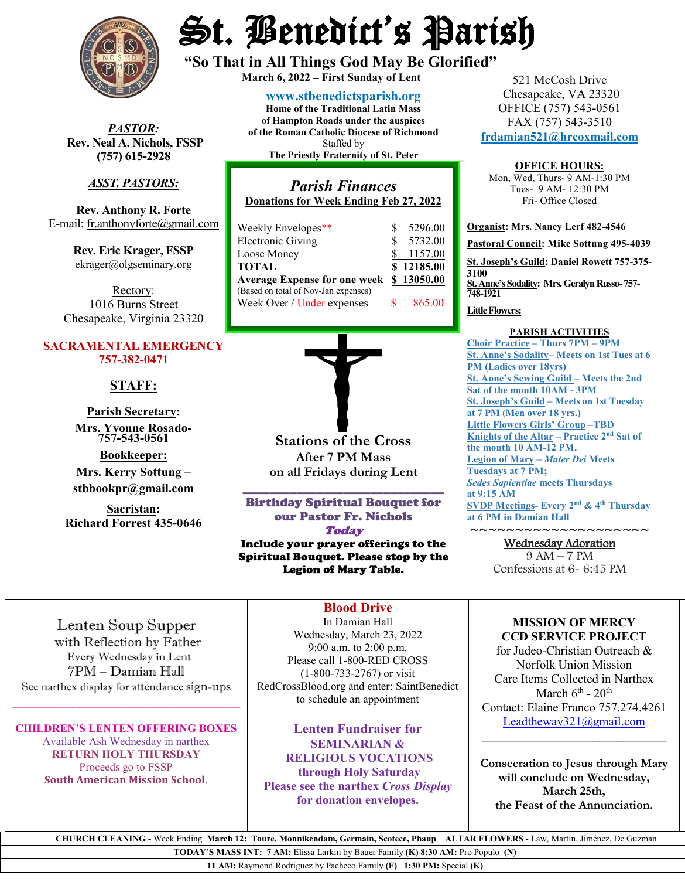# St. Benedict's Parish

**"So That in All Things God May Be Glorified"**

**March 6, 2022 – First Sunday of Lent**

**www.stbenedictsparish.org**

**Home of the Traditional Latin Mass of Hampton Roads under the auspices of the Roman Catholic Diocese of Richmond**
Staffed by
**The Priestly Fraternity of St. Peter**

521 McCosh Drive
Chesapeake, VA 23320
OFFICE (757) 543-0561
FAX (757) 543-3510
frdamian521@hrcoxmail.com

**OFFICE HOURS:**
Mon, Wed, Thurs- 9 AM-1:30 PM
Tues- 9 AM- 12:30 PM
Fri- Office Closed

***PASTOR:***
**Rev. Neal A. Nichols, FSSP**
**(757) 615-2928**

***ASST. PASTORS:***

**Rev. Anthony R. Forte**
E-mail: fr.anthonyforte@gmail.com

**Rev. Eric Krager, FSSP**
ekrager@olgseminary.org

Rectory:
1016 Burns Street
Chesapeake, Virginia 23320

**SACRAMENTAL EMERGENCY**
**757-382-0471**

**STAFF:**

**Parish Secretary:**
**Mrs. Yvonne Rosado- 757-543-0561**

**Bookkeeper:**
**Mrs. Kerry Sottung – stbbookpr@gmail.com**

**Sacristan:**
**Richard Forrest 435-0646**

## *Parish Finances*

**Donations for Week Ending Feb 27, 2022**

| | |
|---|---|
| Weekly Envelopes** | $ 5296.00 |
| Electronic Giving | $ 5732.00 |
| Loose Money | $ 1157.00 |
| **TOTAL** | **$ 12185.00** |
| **Average Expense for one week** (Based on total of Nov-Jan expenses) | **$ 13050.00** |
| Week Over / Under expenses | $ 865.00 |

**Stations of the Cross**
**After 7 PM Mass**
**on all Fridays during Lent**

**Birthday Spiritual Bouquet for our Pastor Fr. Nichols *Today***
**Include your prayer offerings to the Spiritual Bouquet. Please stop by the Legion of Mary Table.**

**Organist: Mrs. Nancy Lerf 482-4546**

**Pastoral Council: Mike Sottung 495-4039**

**St. Joseph's Guild: Daniel Rowett 757-375-3100**
**St. Anne's Sodality: Mrs. Geralyn Russo- 757-748-1921**

**Little Flowers:**

**PARISH ACTIVITIES**

- **Choir Practice – Thurs 7PM – 9PM**
- **St. Anne's Sodality– Meets on 1st Tues at 6 PM (Ladies over 18yrs)**
- **St. Anne's Sewing Guild – Meets the 2nd Sat of the month 10AM - 3PM**
- **St. Joseph's Guild – Meets on 1st Tuesday at 7 PM (Men over 18 yrs.)**
- **Little Flowers Girls' Group –TBD**
- **Knights of the Altar – Practice 2nd Sat of the month 10 AM-12 PM.**
- **Legion of Mary – *Mater Dei* Meets Tuesdays at 7 PM; *Sedes Sapientiae* meets Thursdays at 9:15 AM**
- **SVDP Meetings- Every 2nd & 4th Thursday at 6 PM in Damian Hall**

~~~~~~~~~~~~~~~~~~~~

Wednesday Adoration
9 AM – 7 PM
Confessions at 6- 6:45 PM

---

Lenten Soup Supper
with Reflection by Father
Every Wednesday in Lent
7PM – Damian Hall
See narthex display for attendance sign-ups

**CHILDREN'S LENTEN OFFERING BOXES**
Available Ash Wednesday in narthex
**RETURN HOLY THURSDAY**
Proceeds go to FSSP
**South American Mission School.**

**Blood Drive**
In Damian Hall
Wednesday, March 23, 2022
9:00 a.m. to 2:00 p.m.
Please call 1-800-RED CROSS (1-800-733-2767) or visit RedCrossBlood.org and enter: SaintBenedict to schedule an appointment

**Lenten Fundraiser for SEMINARIAN & RELIGIOUS VOCATIONS through Holy Saturday**
**Please see the narthex *Cross Display* for donation envelopes.**

**MISSION OF MERCY**
**CCD SERVICE PROJECT**
for Judeo-Christian Outreach & Norfolk Union Mission
Care Items Collected in Narthex
March 6th - 20th
Contact: Elaine Franco 757.274.4261
Leadtheway321@gmail.com

**Consecration to Jesus through Mary will conclude on Wednesday, March 25th, the Feast of the Annunciation.**

---

**CHURCH CLEANING** - Week Ending **March 12: Toure, Monnikendam, Germain, Scotece, Phaup** **ALTAR FLOWERS** - Law, Martin, Jiménez, De Guzman

**TODAY'S MASS INT: 7 AM:** Elissa Larkin by Bauer Family **(K) 8:30 AM:** Pro Populo **(N)**

**11 AM:** Raymond Rodriguez by Pacheco Family **(F) 1:30 PM:** Special **(K)**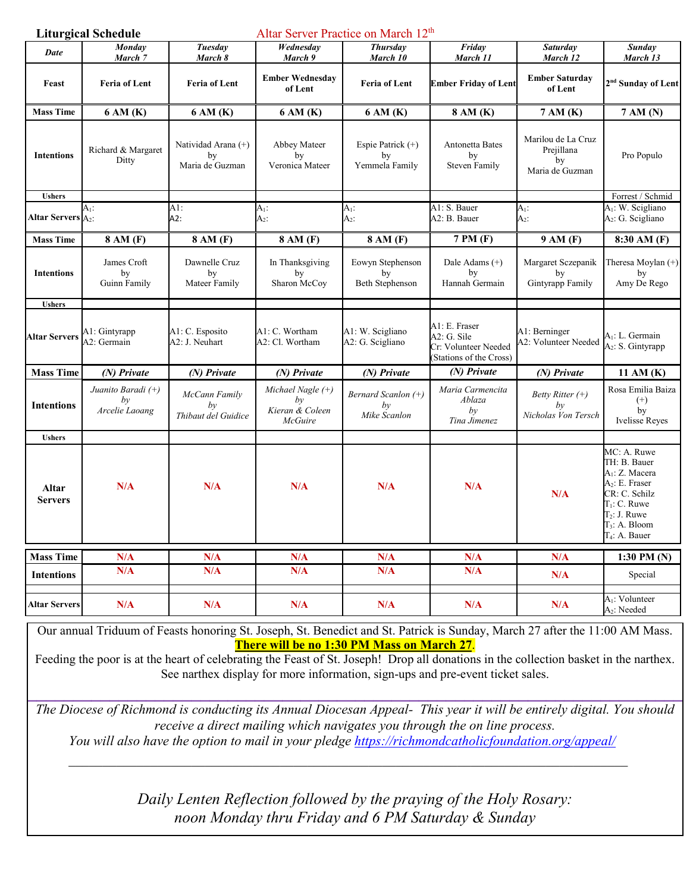**Liturgical Schedule** Altar Server Practice on March 12th

| Date | Monday March 7 | Tuesday March 8 | Wednesday March 9 | Thursday March 10 | Friday March 11 | Saturday March 12 | Sunday March 13 |
|---|---|---|---|---|---|---|---|
| Feast | Feria of Lent | Feria of Lent | Ember Wednesday of Lent | Feria of Lent | Ember Friday of Lent | Ember Saturday of Lent | 2nd Sunday of Lent |
| Mass Time | 6 AM (K) | 6 AM (K) | 6 AM (K) | 6 AM (K) | 8 AM (K) | 7 AM (K) | 7 AM (N) |
| Intentions | Richard & Margaret Ditty | Natividad Arana (+) by Maria de Guzman | Abbey Mateer by Veronica Mateer | Espie Patrick (+) by Yemmela Family | Antonetta Bates by Steven Family | Marilou de La Cruz Prejillana by Maria de Guzman | Pro Populo |
| Ushers | | | | | | | Forrest / Schmid |
| Altar Servers | $A_1$: $A_2$: | A1: A2: | $A_1$: $A_2$: | $A_1$: $A_2$: | A1: S. Bauer A2: B. Bauer | $A_1$: $A_2$: | $A_1$: W. Scigliano $A_2$: G. Scigliano |
| Mass Time | 8 AM (F) | 8 AM (F) | 8 AM (F) | 8 AM (F) | 7 PM (F) | 9 AM (F) | 8:30 AM (F) |
| Intentions | James Croft by Guinn Family | Dawnelle Cruz by Mateer Family | In Thanksgiving by Sharon McCoy | Eowyn Stephenson by Beth Stephenson | Dale Adams (+) by Hannah Germain | Margaret Sczepanik by Gintyrapp Family | Theresa Moylan (+) by Amy De Rego |
| Ushers | | | | | | | |
| Altar Servers | A1: Gintyrapp A2: Germain | A1: C. Esposito A2: J. Neuhart | A1: C. Wortham A2: Cl. Wortham | A1: W. Scigliano A2: G. Scigliano | A1: E. Fraser A2: G. Sile Cr: Volunteer Needed (Stations of the Cross) | A1: Berninger A2: Volunteer Needed | $A_1$: L. Germain $A_2$: S. Gintyrapp |
| Mass Time | *(N) Private* | *(N) Private* | *(N) Private* | *(N) Private* | *(N) Private* | *(N) Private* | 11 AM (K) |
| Intentions | *Juanito Baradi (+) by Arcelie Laoang* | *McCann Family by Thibaut del Guidice* | *Michael Nagle (+) by Kieran & Coleen McGuire* | *Bernard Scanlon (+) by Mike Scanlon* | *Maria Carmencita Ablaza by Tina Jimenez* | *Betty Ritter (+) by Nicholas Von Tersch* | Rosa Emilia Baiza (+) by Ivelisse Reyes |
| Ushers | | | | | | | |
| Altar Servers | N/A | N/A | N/A | N/A | N/A | N/A | MC: A. Ruwe TH: B. Bauer $A_1$: Z. Macera $A_2$: E. Fraser CR: C. Schilz $T_1$: C. Ruwe $T_2$: J. Ruwe $T_3$: A. Bloom $T_4$: A. Bauer |
| Mass Time | N/A | N/A | N/A | N/A | N/A | N/A | 1:30 PM (N) |
| Intentions | N/A | N/A | N/A | N/A | N/A | N/A | Special |
| Altar Servers | N/A | N/A | N/A | N/A | N/A | N/A | $A_1$: Volunteer $A_2$: Needed |

Our annual Triduum of Feasts honoring St. Joseph, St. Benedict and St. Patrick is Sunday, March 27 after the 11:00 AM Mass. **There will be no 1:30 PM Mass on March 27**.
Feeding the poor is at the heart of celebrating the Feast of St. Joseph! Drop all donations in the collection basket in the narthex. See narthex display for more information, sign-ups and pre-event ticket sales.

*The Diocese of Richmond is conducting its Annual Diocesan Appeal- This year it will be entirely digital. You should receive a direct mailing which navigates you through the on line process. You will also have the option to mail in your pledge https://richmondcatholicfoundation.org/appeal/*

*Daily Lenten Reflection followed by the praying of the Holy Rosary: noon Monday thru Friday and 6 PM Saturday & Sunday*